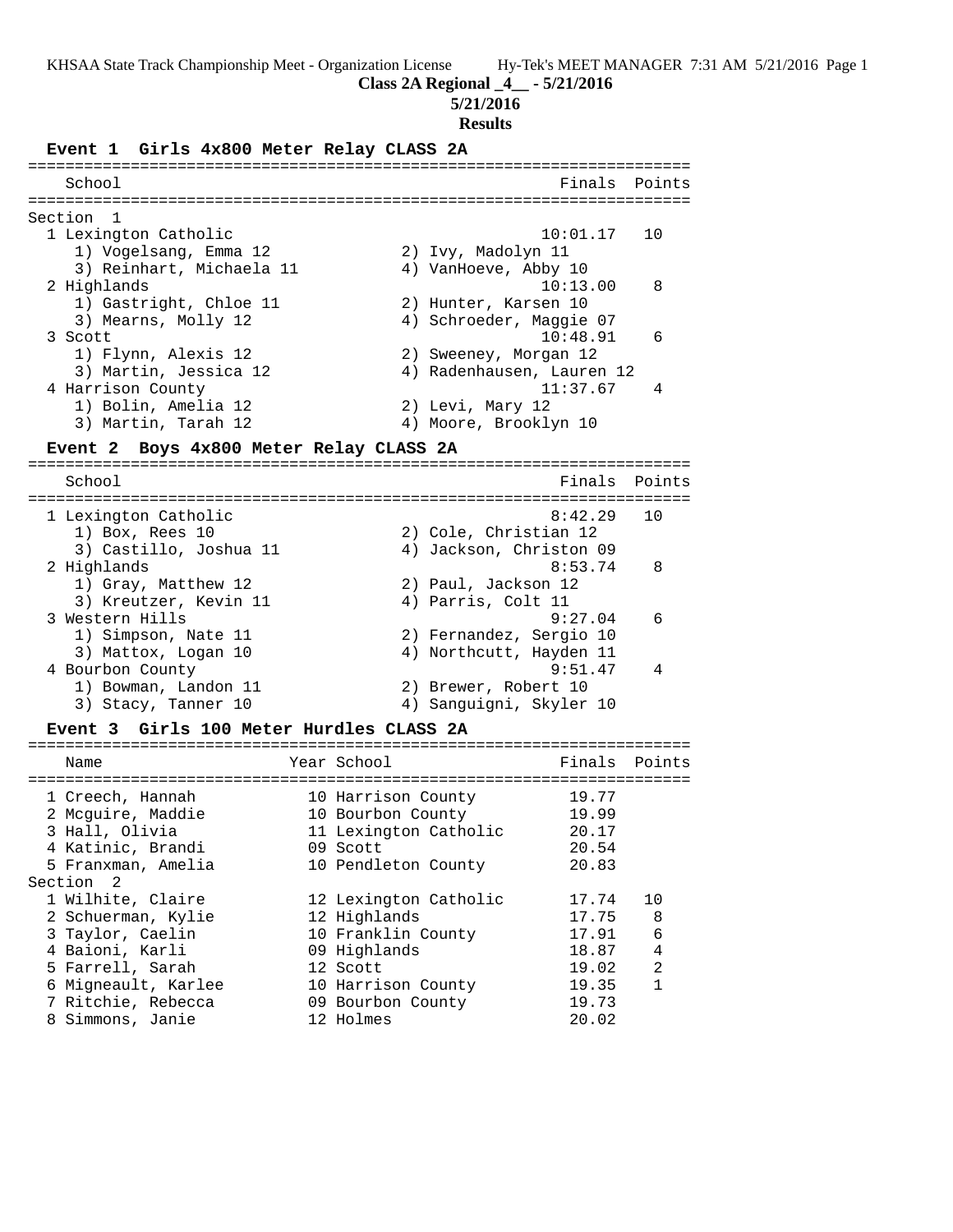**Class 2A Regional _4__ - 5/21/2016**

**5/21/2016**

**Results**

### Event 1 Girls 4x800 Meter Relay CLASS 2A

| School | Finals | Points |
|---|---|---|
| **Section 1** | | |
| 1 Lexington Catholic | 10:01.17 | 10 |
| 1) Vogelsang, Emma 12; 2) Ivy, Madolyn 11; 3) Reinhart, Michaela 11; 4) VanHoeve, Abby 10 | | |
| 2 Highlands | 10:13.00 | 8 |
| 1) Gastright, Chloe 11; 2) Hunter, Karsen 10; 3) Mearns, Molly 12; 4) Schroeder, Maggie 07 | | |
| 3 Scott | 10:48.91 | 6 |
| 1) Flynn, Alexis 12; 2) Sweeney, Morgan 12; 3) Martin, Jessica 12; 4) Radenhausen, Lauren 12 | | |
| 4 Harrison County | 11:37.67 | 4 |
| 1) Bolin, Amelia 12; 2) Levi, Mary 12; 3) Martin, Tarah 12; 4) Moore, Brooklyn 10 | | |

### Event 2 Boys 4x800 Meter Relay CLASS 2A

| School | Finals | Points |
|---|---|---|
| 1 Lexington Catholic | 8:42.29 | 10 |
| 1) Box, Rees 10; 2) Cole, Christian 12; 3) Castillo, Joshua 11; 4) Jackson, Christon 09 | | |
| 2 Highlands | 8:53.74 | 8 |
| 1) Gray, Matthew 12; 2) Paul, Jackson 12; 3) Kreutzer, Kevin 11; 4) Parris, Colt 11 | | |
| 3 Western Hills | 9:27.04 | 6 |
| 1) Simpson, Nate 11; 2) Fernandez, Sergio 10; 3) Mattox, Logan 10; 4) Northcutt, Hayden 11 | | |
| 4 Bourbon County | 9:51.47 | 4 |
| 1) Bowman, Landon 11; 2) Brewer, Robert 10; 3) Stacy, Tanner 10; 4) Sanguigni, Skyler 10 | | |

### Event 3 Girls 100 Meter Hurdles CLASS 2A

| Name | Year | School | Finals | Points |
|---|---|---|---|---|
| 1 Creech, Hannah | 10 | Harrison County | 19.77 | |
| 2 Mcguire, Maddie | 10 | Bourbon County | 19.99 | |
| 3 Hall, Olivia | 11 | Lexington Catholic | 20.17 | |
| 4 Katinic, Brandi | 09 | Scott | 20.54 | |
| 5 Franxman, Amelia | 10 | Pendleton County | 20.83 | |
| **Section 2** | | | | |
| 1 Wilhite, Claire | 12 | Lexington Catholic | 17.74 | 10 |
| 2 Schuerman, Kylie | 12 | Highlands | 17.75 | 8 |
| 3 Taylor, Caelin | 10 | Franklin County | 17.91 | 6 |
| 4 Baioni, Karli | 09 | Highlands | 18.87 | 4 |
| 5 Farrell, Sarah | 12 | Scott | 19.02 | 2 |
| 6 Migneault, Karlee | 10 | Harrison County | 19.35 | 1 |
| 7 Ritchie, Rebecca | 09 | Bourbon County | 19.73 | |
| 8 Simmons, Janie | 12 | Holmes | 20.02 | |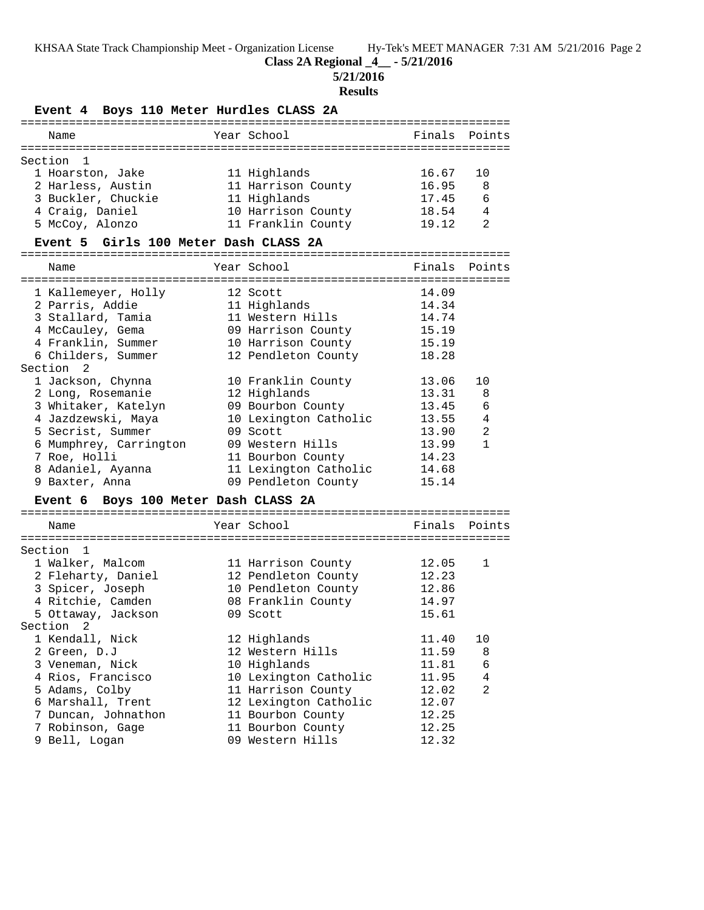**Class 2A Regional _4__ - 5/21/2016**

**5/21/2016**

**Results**

### Event 4 Boys 110 Meter Hurdles CLASS 2A

| Place | Name | Year | School | Finals | Points |
|---|---|---|---|---|---|
| **Section 1** | | | | | |
| 1 | Hoarston, Jake | 11 | Highlands | 16.67 | 10 |
| 2 | Harless, Austin | 11 | Harrison County | 16.95 | 8 |
| 3 | Buckler, Chuckie | 11 | Highlands | 17.45 | 6 |
| 4 | Craig, Daniel | 10 | Harrison County | 18.54 | 4 |
| 5 | McCoy, Alonzo | 11 | Franklin County | 19.12 | 2 |

### Event 5 Girls 100 Meter Dash CLASS 2A

| Place | Name | Year | School | Finals | Points |
|---|---|---|---|---|---|
| 1 | Kallemeyer, Holly | 12 | Scott | 14.09 | |
| 2 | Parris, Addie | 11 | Highlands | 14.34 | |
| 3 | Stallard, Tamia | 11 | Western Hills | 14.74 | |
| 4 | McCauley, Gema | 09 | Harrison County | 15.19 | |
| 4 | Franklin, Summer | 10 | Harrison County | 15.19 | |
| 6 | Childers, Summer | 12 | Pendleton County | 18.28 | |
| **Section 2** | | | | | |
| 1 | Jackson, Chynna | 10 | Franklin County | 13.06 | 10 |
| 2 | Long, Rosemanie | 12 | Highlands | 13.31 | 8 |
| 3 | Whitaker, Katelyn | 09 | Bourbon County | 13.45 | 6 |
| 4 | Jazdzewski, Maya | 10 | Lexington Catholic | 13.55 | 4 |
| 5 | Secrist, Summer | 09 | Scott | 13.90 | 2 |
| 6 | Mumphrey, Carrington | 09 | Western Hills | 13.99 | 1 |
| 7 | Roe, Holli | 11 | Bourbon County | 14.23 | |
| 8 | Adaniel, Ayanna | 11 | Lexington Catholic | 14.68 | |
| 9 | Baxter, Anna | 09 | Pendleton County | 15.14 | |

### Event 6 Boys 100 Meter Dash CLASS 2A

| Place | Name | Year | School | Finals | Points |
|---|---|---|---|---|---|
| **Section 1** | | | | | |
| 1 | Walker, Malcom | 11 | Harrison County | 12.05 | 1 |
| 2 | Fleharty, Daniel | 12 | Pendleton County | 12.23 | |
| 3 | Spicer, Joseph | 10 | Pendleton County | 12.86 | |
| 4 | Ritchie, Camden | 08 | Franklin County | 14.97 | |
| 5 | Ottaway, Jackson | 09 | Scott | 15.61 | |
| **Section 2** | | | | | |
| 1 | Kendall, Nick | 12 | Highlands | 11.40 | 10 |
| 2 | Green, D.J | 12 | Western Hills | 11.59 | 8 |
| 3 | Veneman, Nick | 10 | Highlands | 11.81 | 6 |
| 4 | Rios, Francisco | 10 | Lexington Catholic | 11.95 | 4 |
| 5 | Adams, Colby | 11 | Harrison County | 12.02 | 2 |
| 6 | Marshall, Trent | 12 | Lexington Catholic | 12.07 | |
| 7 | Duncan, Johnathon | 11 | Bourbon County | 12.25 | |
| 7 | Robinson, Gage | 11 | Bourbon County | 12.25 | |
| 9 | Bell, Logan | 09 | Western Hills | 12.32 | |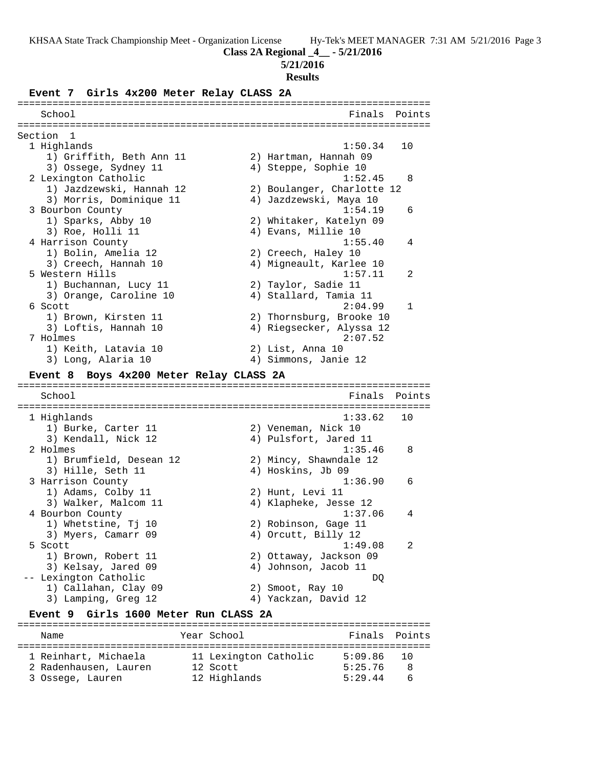**Class 2A Regional _4__ - 5/21/2016**

**5/21/2016**

**Results**

### Event 7 Girls 4x200 Meter Relay CLASS 2A

Section 1

| Place | School | Finals | Points |
|---|---|---|---|
| 1 | Highlands | 1:50.34 | 10 |
| | 1) Griffith, Beth Ann 11; 2) Hartman, Hannah 09; 3) Ossege, Sydney 11; 4) Steppe, Sophie 10 | | |
| 2 | Lexington Catholic | 1:52.45 | 8 |
| | 1) Jazdzewski, Hannah 12; 2) Boulanger, Charlotte 12; 3) Morris, Dominique 11; 4) Jazdzewski, Maya 10 | | |
| 3 | Bourbon County | 1:54.19 | 6 |
| | 1) Sparks, Abby 10; 2) Whitaker, Katelyn 09; 3) Roe, Holli 11; 4) Evans, Millie 10 | | |
| 4 | Harrison County | 1:55.40 | 4 |
| | 1) Bolin, Amelia 12; 2) Creech, Haley 10; 3) Creech, Hannah 10; 4) Migneault, Karlee 10 | | |
| 5 | Western Hills | 1:57.11 | 2 |
| | 1) Buchannan, Lucy 11; 2) Taylor, Sadie 11; 3) Orange, Caroline 10; 4) Stallard, Tamia 11 | | |
| 6 | Scott | 2:04.99 | 1 |
| | 1) Brown, Kirsten 11; 2) Thornsburg, Brooke 10; 3) Loftis, Hannah 10; 4) Riegsecker, Alyssa 12 | | |
| 7 | Holmes | 2:07.52 | |
| | 1) Keith, Latavia 10; 2) List, Anna 10; 3) Long, Alaria 10; 4) Simmons, Janie 12 | | |

### Event 8 Boys 4x200 Meter Relay CLASS 2A

| Place | School | Finals | Points |
|---|---|---|---|
| 1 | Highlands | 1:33.62 | 10 |
| | 1) Burke, Carter 11; 2) Veneman, Nick 10; 3) Kendall, Nick 12; 4) Pulsfort, Jared 11 | | |
| 2 | Holmes | 1:35.46 | 8 |
| | 1) Brumfield, Desean 12; 2) Mincy, Shawndale 12; 3) Hille, Seth 11; 4) Hoskins, Jb 09 | | |
| 3 | Harrison County | 1:36.90 | 6 |
| | 1) Adams, Colby 11; 2) Hunt, Levi 11; 3) Walker, Malcom 11; 4) Klapheke, Jesse 12 | | |
| 4 | Bourbon County | 1:37.06 | 4 |
| | 1) Whetstine, Tj 10; 2) Robinson, Gage 11; 3) Myers, Camarr 09; 4) Orcutt, Billy 12 | | |
| 5 | Scott | 1:49.08 | 2 |
| | 1) Brown, Robert 11; 2) Ottaway, Jackson 09; 3) Kelsay, Jared 09; 4) Johnson, Jacob 11 | | |
| -- | Lexington Catholic | DQ | |
| | 1) Callahan, Clay 09; 2) Smoot, Ray 10; 3) Lamping, Greg 12; 4) Yackzan, David 12 | | |

### Event 9 Girls 1600 Meter Run CLASS 2A

| Place | Name | Year | School | Finals | Points |
|---|---|---|---|---|---|
| 1 | Reinhart, Michaela | 11 | Lexington Catholic | 5:09.86 | 10 |
| 2 | Radenhausen, Lauren | 12 | Scott | 5:25.76 | 8 |
| 3 | Ossege, Lauren | 12 | Highlands | 5:29.44 | 6 |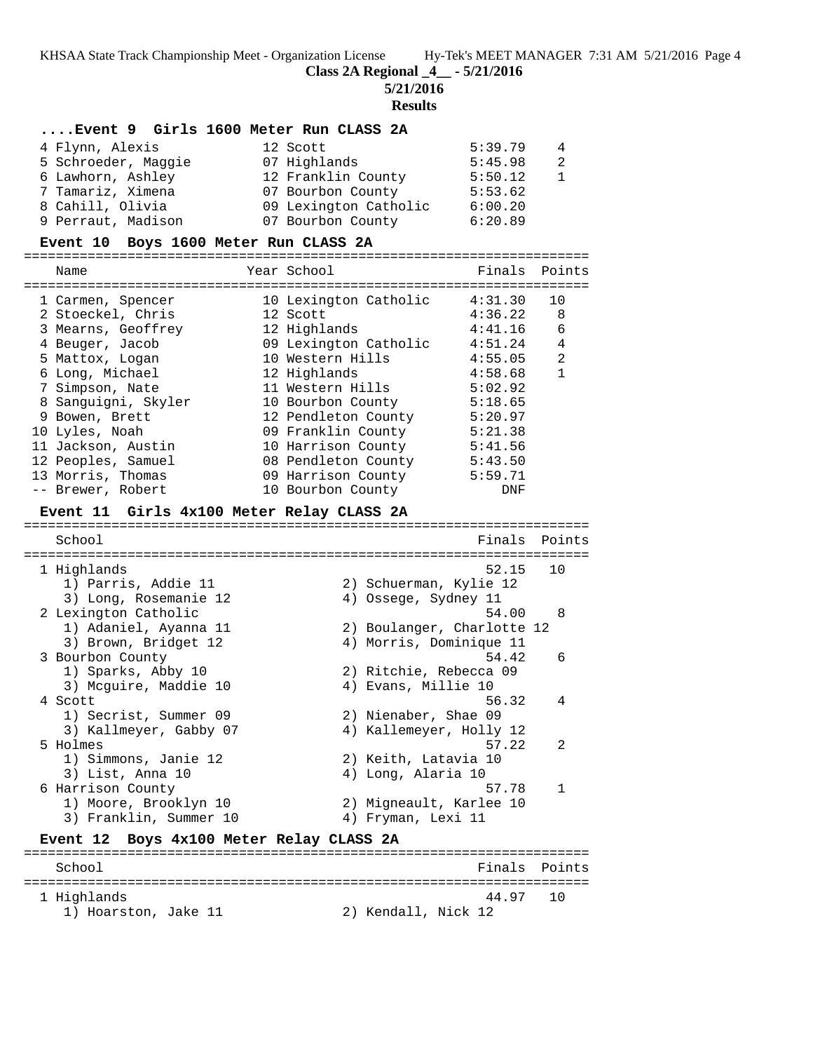**Class 2A Regional _4__ - 5/21/2016**

**5/21/2016**

**Results**

### ....Event 9 Girls 1600 Meter Run CLASS 2A

| Name | Year | School | Finals | Points |
|---|---|---|---|---|
| 4 Flynn, Alexis | 12 | Scott | 5:39.79 | 4 |
| 5 Schroeder, Maggie | 07 | Highlands | 5:45.98 | 2 |
| 6 Lawhorn, Ashley | 12 | Franklin County | 5:50.12 | 1 |
| 7 Tamariz, Ximena | 07 | Bourbon County | 5:53.62 | |
| 8 Cahill, Olivia | 09 | Lexington Catholic | 6:00.20 | |
| 9 Perraut, Madison | 07 | Bourbon County | 6:20.89 | |

### Event 10 Boys 1600 Meter Run CLASS 2A

| Name | Year | School | Finals | Points |
|---|---|---|---|---|
| 1 Carmen, Spencer | 10 | Lexington Catholic | 4:31.30 | 10 |
| 2 Stoeckel, Chris | 12 | Scott | 4:36.22 | 8 |
| 3 Mearns, Geoffrey | 12 | Highlands | 4:41.16 | 6 |
| 4 Beuger, Jacob | 09 | Lexington Catholic | 4:51.24 | 4 |
| 5 Mattox, Logan | 10 | Western Hills | 4:55.05 | 2 |
| 6 Long, Michael | 12 | Highlands | 4:58.68 | 1 |
| 7 Simpson, Nate | 11 | Western Hills | 5:02.92 | |
| 8 Sanguigni, Skyler | 10 | Bourbon County | 5:18.65 | |
| 9 Bowen, Brett | 12 | Pendleton County | 5:20.97 | |
| 10 Lyles, Noah | 09 | Franklin County | 5:21.38 | |
| 11 Jackson, Austin | 10 | Harrison County | 5:41.56 | |
| 12 Peoples, Samuel | 08 | Pendleton County | 5:43.50 | |
| 13 Morris, Thomas | 09 | Harrison County | 5:59.71 | |
| -- Brewer, Robert | 10 | Bourbon County | DNF | |

### Event 11 Girls 4x100 Meter Relay CLASS 2A

| School | Finals | Points |
|---|---|---|
| 1 Highlands | 52.15 | 10 |
| 1) Parris, Addie 11; 2) Schuerman, Kylie 12; 3) Long, Rosemanie 12; 4) Ossege, Sydney 11 | | |
| 2 Lexington Catholic | 54.00 | 8 |
| 1) Adaniel, Ayanna 11; 2) Boulanger, Charlotte 12; 3) Brown, Bridget 12; 4) Morris, Dominique 11 | | |
| 3 Bourbon County | 54.42 | 6 |
| 1) Sparks, Abby 10; 2) Ritchie, Rebecca 09; 3) Mcguire, Maddie 10; 4) Evans, Millie 10 | | |
| 4 Scott | 56.32 | 4 |
| 1) Secrist, Summer 09; 2) Nienaber, Shae 09; 3) Kallmeyer, Gabby 07; 4) Kallemeyer, Holly 12 | | |
| 5 Holmes | 57.22 | 2 |
| 1) Simmons, Janie 12; 2) Keith, Latavia 10; 3) List, Anna 10; 4) Long, Alaria 10 | | |
| 6 Harrison County | 57.78 | 1 |
| 1) Moore, Brooklyn 10; 2) Migneault, Karlee 10; 3) Franklin, Summer 10; 4) Fryman, Lexi 11 | | |

### Event 12 Boys 4x100 Meter Relay CLASS 2A

| School | Finals | Points |
|---|---|---|
| 1 Highlands | 44.97 | 10 |
| 1) Hoarston, Jake 11; 2) Kendall, Nick 12 | | |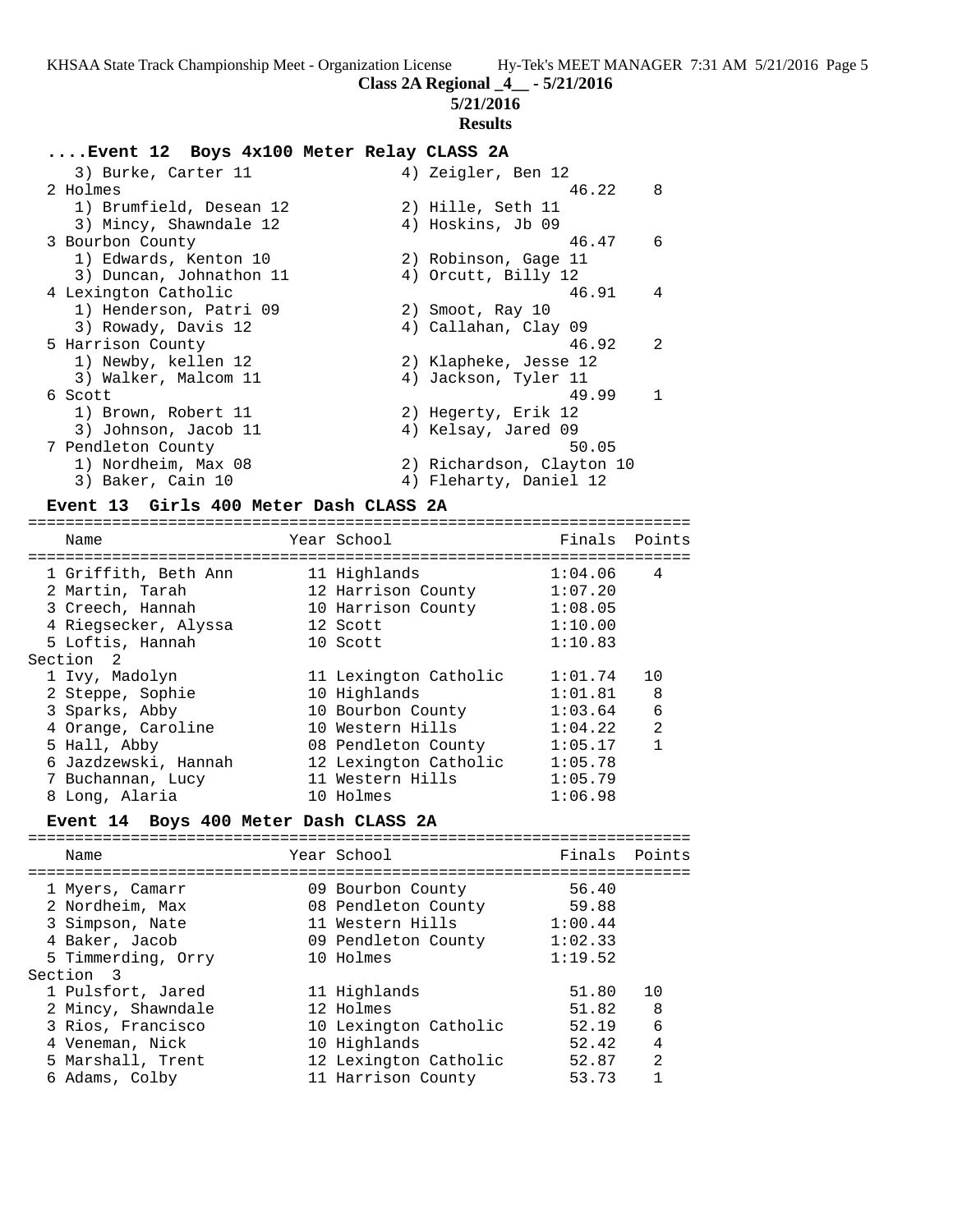## ....Event 12 Boys 4x100 Meter Relay CLASS 2A

```
    3) Burke, Carter 11               4) Zeigler, Ben 12
  2 Holmes                                          46.22    8
    1) Brumfield, Desean 12           2) Hille, Seth 11
    3) Mincy, Shawndale 12            4) Hoskins, Jb 09
  3 Bourbon County                                  46.47    6
    1) Edwards, Kenton 10             2) Robinson, Gage 11
    3) Duncan, Johnathon 11           4) Orcutt, Billy 12
  4 Lexington Catholic                              46.91    4
    1) Henderson, Patri 09            2) Smoot, Ray 10
    3) Rowady, Davis 12               4) Callahan, Clay 09
  5 Harrison County                                 46.92    2
    1) Newby, kellen 12               2) Klapheke, Jesse 12
    3) Walker, Malcom 11              4) Jackson, Tyler 11
  6 Scott                                           49.99    1
    1) Brown, Robert 11               2) Hegerty, Erik 12
    3) Johnson, Jacob 11              4) Kelsay, Jared 09
  7 Pendleton County                                50.05
    1) Nordheim, Max 08               2) Richardson, Clayton 10
    3) Baker, Cain 10                 4) Fleharty, Daniel 12
```

## Event 13 Girls 400 Meter Dash CLASS 2A

| Name | Year | School | Finals | Points |
|---|---|---|---|---|
| 1 Griffith, Beth Ann | 11 | Highlands | 1:04.06 | 4 |
| 2 Martin, Tarah | 12 | Harrison County | 1:07.20 | |
| 3 Creech, Hannah | 10 | Harrison County | 1:08.05 | |
| 4 Riegsecker, Alyssa | 12 | Scott | 1:10.00 | |
| 5 Loftis, Hannah | 10 | Scott | 1:10.83 | |
| **Section 2** | | | | |
| 1 Ivy, Madolyn | 11 | Lexington Catholic | 1:01.74 | 10 |
| 2 Steppe, Sophie | 10 | Highlands | 1:01.81 | 8 |
| 3 Sparks, Abby | 10 | Bourbon County | 1:03.64 | 6 |
| 4 Orange, Caroline | 10 | Western Hills | 1:04.22 | 2 |
| 5 Hall, Abby | 08 | Pendleton County | 1:05.17 | 1 |
| 6 Jazdzewski, Hannah | 12 | Lexington Catholic | 1:05.78 | |
| 7 Buchannan, Lucy | 11 | Western Hills | 1:05.79 | |
| 8 Long, Alaria | 10 | Holmes | 1:06.98 | |

## Event 14 Boys 400 Meter Dash CLASS 2A

| Name | Year | School | Finals | Points |
|---|---|---|---|---|
| 1 Myers, Camarr | 09 | Bourbon County | 56.40 | |
| 2 Nordheim, Max | 08 | Pendleton County | 59.88 | |
| 3 Simpson, Nate | 11 | Western Hills | 1:00.44 | |
| 4 Baker, Jacob | 09 | Pendleton County | 1:02.33 | |
| 5 Timmerding, Orry | 10 | Holmes | 1:19.52 | |
| **Section 3** | | | | |
| 1 Pulsfort, Jared | 11 | Highlands | 51.80 | 10 |
| 2 Mincy, Shawndale | 12 | Holmes | 51.82 | 8 |
| 3 Rios, Francisco | 10 | Lexington Catholic | 52.19 | 6 |
| 4 Veneman, Nick | 10 | Highlands | 52.42 | 4 |
| 5 Marshall, Trent | 12 | Lexington Catholic | 52.87 | 2 |
| 6 Adams, Colby | 11 | Harrison County | 53.73 | 1 |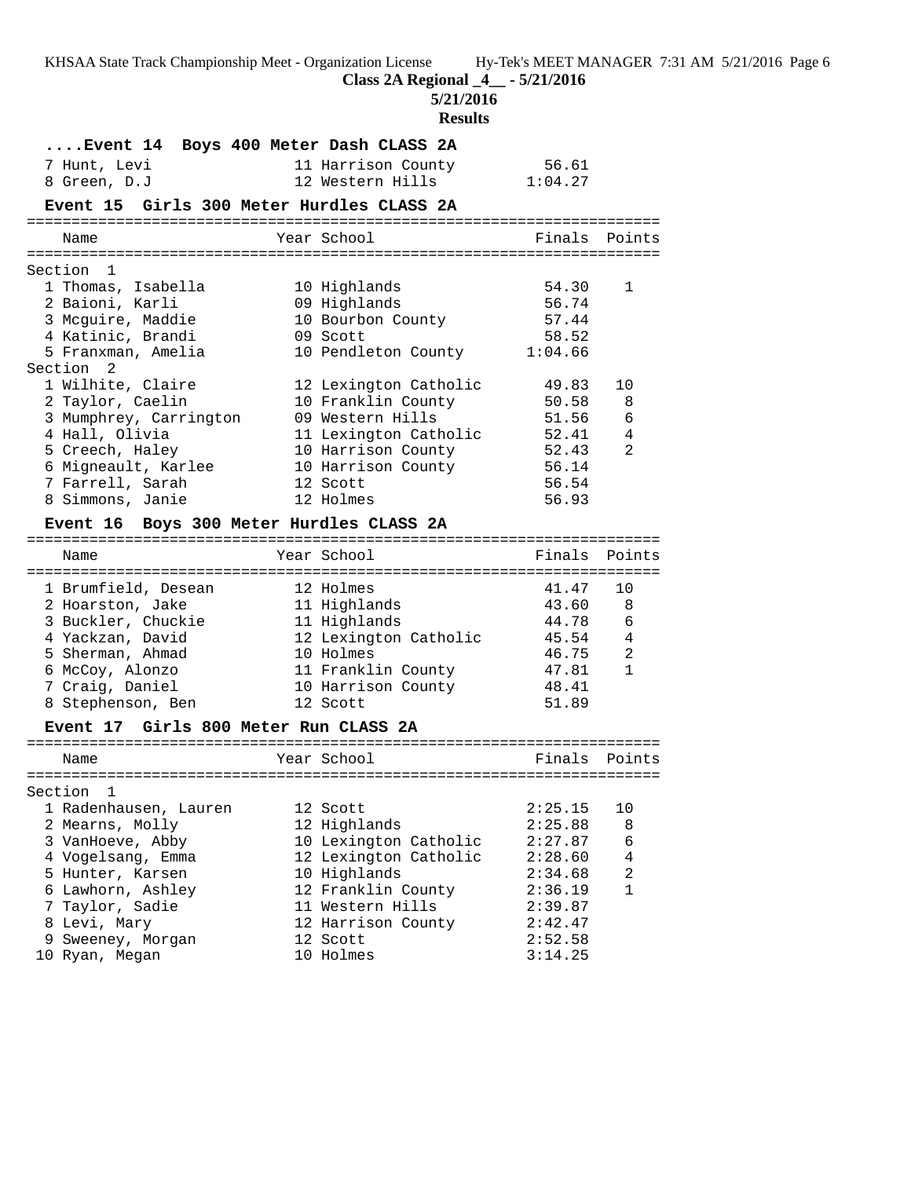**Class 2A Regional _4__ - 5/21/2016**

**5/21/2016**

**Results**

### ....Event 14 Boys 400 Meter Dash CLASS 2A

| Place | Name | Year | School | Finals | Points |
|---|---|---|---|---|---|
| 7 | Hunt, Levi | 11 | Harrison County | 56.61 | |
| 8 | Green, D.J | 12 | Western Hills | 1:04.27 | |

### Event 15 Girls 300 Meter Hurdles CLASS 2A

| Place | Name | Year | School | Finals | Points |
|---|---|---|---|---|---|
| **Section 1** | | | | | |
| 1 | Thomas, Isabella | 10 | Highlands | 54.30 | 1 |
| 2 | Baioni, Karli | 09 | Highlands | 56.74 | |
| 3 | Mcguire, Maddie | 10 | Bourbon County | 57.44 | |
| 4 | Katinic, Brandi | 09 | Scott | 58.52 | |
| 5 | Franxman, Amelia | 10 | Pendleton County | 1:04.66 | |
| **Section 2** | | | | | |
| 1 | Wilhite, Claire | 12 | Lexington Catholic | 49.83 | 10 |
| 2 | Taylor, Caelin | 10 | Franklin County | 50.58 | 8 |
| 3 | Mumphrey, Carrington | 09 | Western Hills | 51.56 | 6 |
| 4 | Hall, Olivia | 11 | Lexington Catholic | 52.41 | 4 |
| 5 | Creech, Haley | 10 | Harrison County | 52.43 | 2 |
| 6 | Migneault, Karlee | 10 | Harrison County | 56.14 | |
| 7 | Farrell, Sarah | 12 | Scott | 56.54 | |
| 8 | Simmons, Janie | 12 | Holmes | 56.93 | |

### Event 16 Boys 300 Meter Hurdles CLASS 2A

| Place | Name | Year | School | Finals | Points |
|---|---|---|---|---|---|
| 1 | Brumfield, Desean | 12 | Holmes | 41.47 | 10 |
| 2 | Hoarston, Jake | 11 | Highlands | 43.60 | 8 |
| 3 | Buckler, Chuckie | 11 | Highlands | 44.78 | 6 |
| 4 | Yackzan, David | 12 | Lexington Catholic | 45.54 | 4 |
| 5 | Sherman, Ahmad | 10 | Holmes | 46.75 | 2 |
| 6 | McCoy, Alonzo | 11 | Franklin County | 47.81 | 1 |
| 7 | Craig, Daniel | 10 | Harrison County | 48.41 | |
| 8 | Stephenson, Ben | 12 | Scott | 51.89 | |

### Event 17 Girls 800 Meter Run CLASS 2A

| Place | Name | Year | School | Finals | Points |
|---|---|---|---|---|---|
| **Section 1** | | | | | |
| 1 | Radenhausen, Lauren | 12 | Scott | 2:25.15 | 10 |
| 2 | Mearns, Molly | 12 | Highlands | 2:25.88 | 8 |
| 3 | VanHoeve, Abby | 10 | Lexington Catholic | 2:27.87 | 6 |
| 4 | Vogelsang, Emma | 12 | Lexington Catholic | 2:28.60 | 4 |
| 5 | Hunter, Karsen | 10 | Highlands | 2:34.68 | 2 |
| 6 | Lawhorn, Ashley | 12 | Franklin County | 2:36.19 | 1 |
| 7 | Taylor, Sadie | 11 | Western Hills | 2:39.87 | |
| 8 | Levi, Mary | 12 | Harrison County | 2:42.47 | |
| 9 | Sweeney, Morgan | 12 | Scott | 2:52.58 | |
| 10 | Ryan, Megan | 10 | Holmes | 3:14.25 | |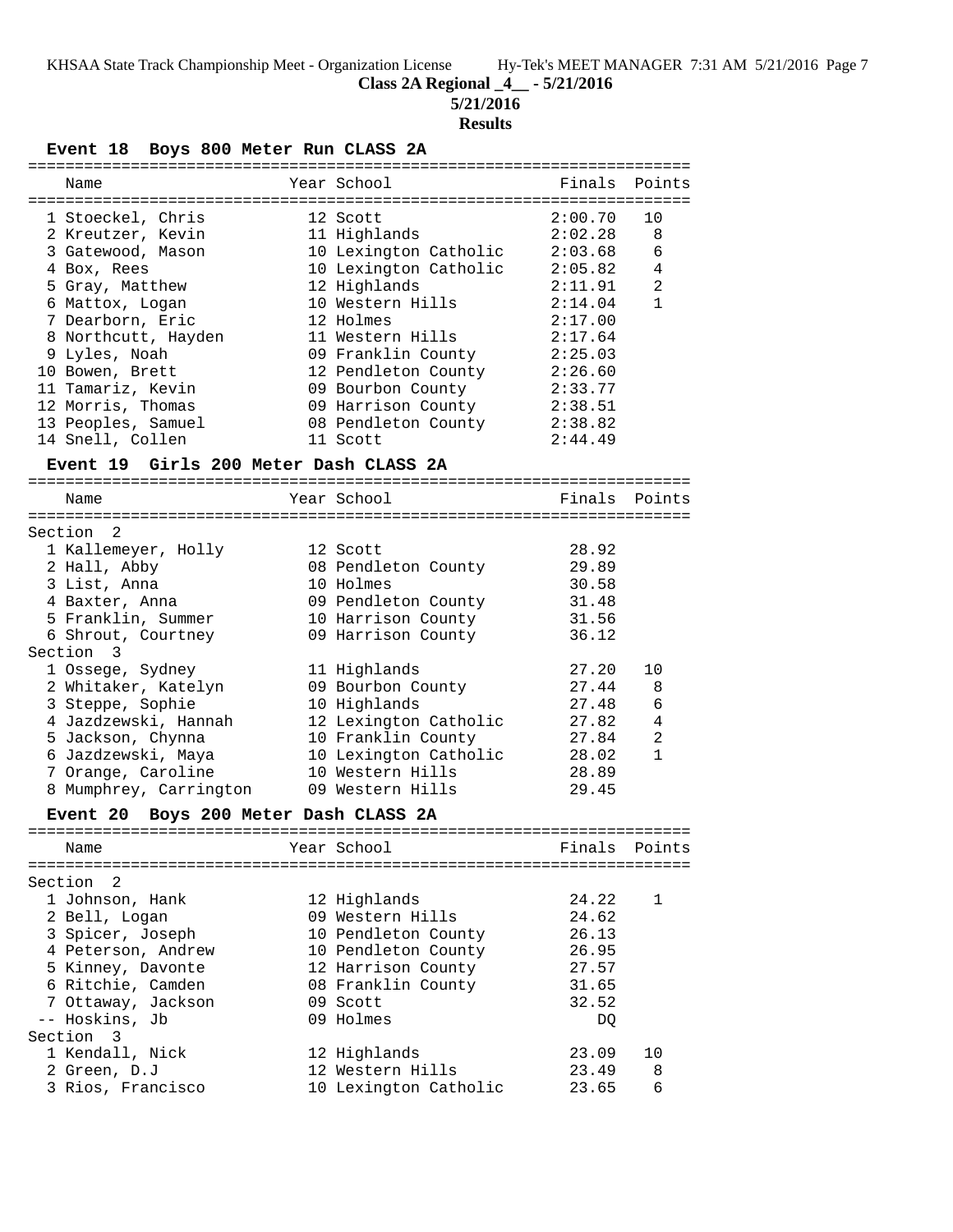**Class 2A Regional _4__ - 5/21/2016**

**5/21/2016**

**Results**

### Event 18 Boys 800 Meter Run CLASS 2A

| Place | Name | Year | School | Finals | Points |
|---|---|---|---|---|---|
| 1 | Stoeckel, Chris | 12 | Scott | 2:00.70 | 10 |
| 2 | Kreutzer, Kevin | 11 | Highlands | 2:02.28 | 8 |
| 3 | Gatewood, Mason | 10 | Lexington Catholic | 2:03.68 | 6 |
| 4 | Box, Rees | 10 | Lexington Catholic | 2:05.82 | 4 |
| 5 | Gray, Matthew | 12 | Highlands | 2:11.91 | 2 |
| 6 | Mattox, Logan | 10 | Western Hills | 2:14.04 | 1 |
| 7 | Dearborn, Eric | 12 | Holmes | 2:17.00 | |
| 8 | Northcutt, Hayden | 11 | Western Hills | 2:17.64 | |
| 9 | Lyles, Noah | 09 | Franklin County | 2:25.03 | |
| 10 | Bowen, Brett | 12 | Pendleton County | 2:26.60 | |
| 11 | Tamariz, Kevin | 09 | Bourbon County | 2:33.77 | |
| 12 | Morris, Thomas | 09 | Harrison County | 2:38.51 | |
| 13 | Peoples, Samuel | 08 | Pendleton County | 2:38.82 | |
| 14 | Snell, Collen | 11 | Scott | 2:44.49 | |

### Event 19 Girls 200 Meter Dash CLASS 2A

| Place | Name | Year | School | Finals | Points |
|---|---|---|---|---|---|
| **Section 2** | | | | | |
| 1 | Kallemeyer, Holly | 12 | Scott | 28.92 | |
| 2 | Hall, Abby | 08 | Pendleton County | 29.89 | |
| 3 | List, Anna | 10 | Holmes | 30.58 | |
| 4 | Baxter, Anna | 09 | Pendleton County | 31.48 | |
| 5 | Franklin, Summer | 10 | Harrison County | 31.56 | |
| 6 | Shrout, Courtney | 09 | Harrison County | 36.12 | |
| **Section 3** | | | | | |
| 1 | Ossege, Sydney | 11 | Highlands | 27.20 | 10 |
| 2 | Whitaker, Katelyn | 09 | Bourbon County | 27.44 | 8 |
| 3 | Steppe, Sophie | 10 | Highlands | 27.48 | 6 |
| 4 | Jazdzewski, Hannah | 12 | Lexington Catholic | 27.82 | 4 |
| 5 | Jackson, Chynna | 10 | Franklin County | 27.84 | 2 |
| 6 | Jazdzewski, Maya | 10 | Lexington Catholic | 28.02 | 1 |
| 7 | Orange, Caroline | 10 | Western Hills | 28.89 | |
| 8 | Mumphrey, Carrington | 09 | Western Hills | 29.45 | |

### Event 20 Boys 200 Meter Dash CLASS 2A

| Place | Name | Year | School | Finals | Points |
|---|---|---|---|---|---|
| **Section 2** | | | | | |
| 1 | Johnson, Hank | 12 | Highlands | 24.22 | 1 |
| 2 | Bell, Logan | 09 | Western Hills | 24.62 | |
| 3 | Spicer, Joseph | 10 | Pendleton County | 26.13 | |
| 4 | Peterson, Andrew | 10 | Pendleton County | 26.95 | |
| 5 | Kinney, Davonte | 12 | Harrison County | 27.57 | |
| 6 | Ritchie, Camden | 08 | Franklin County | 31.65 | |
| 7 | Ottaway, Jackson | 09 | Scott | 32.52 | |
| -- | Hoskins, Jb | 09 | Holmes | DQ | |
| **Section 3** | | | | | |
| 1 | Kendall, Nick | 12 | Highlands | 23.09 | 10 |
| 2 | Green, D.J | 12 | Western Hills | 23.49 | 8 |
| 3 | Rios, Francisco | 10 | Lexington Catholic | 23.65 | 6 |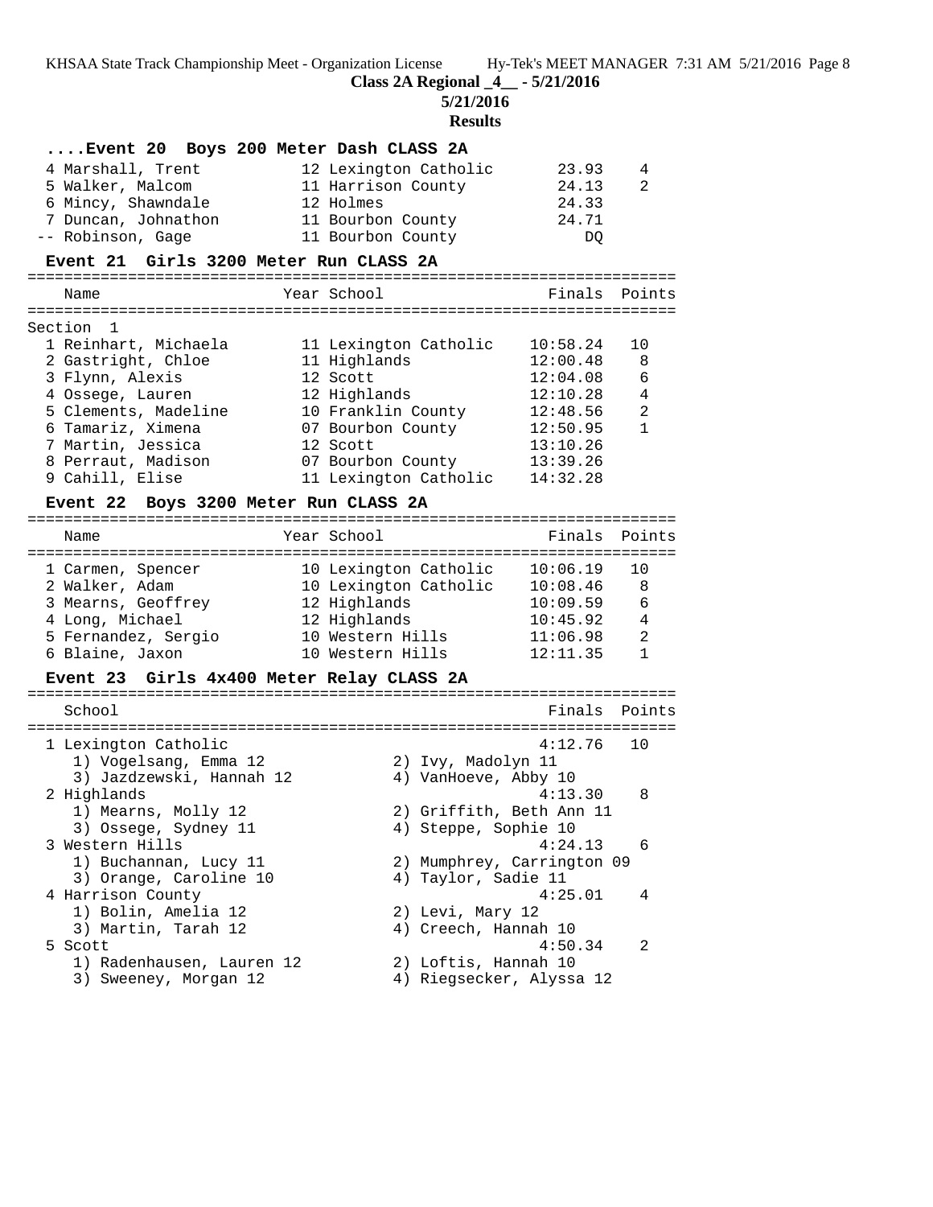**Class 2A Regional _4__ - 5/21/2016**

**5/21/2016**

**Results**

### ....Event 20 Boys 200 Meter Dash CLASS 2A

| Place | Name | Year | School | Finals | Points |
|---|---|---|---|---|---|
| 4 | Marshall, Trent | 12 | Lexington Catholic | 23.93 | 4 |
| 5 | Walker, Malcom | 11 | Harrison County | 24.13 | 2 |
| 6 | Mincy, Shawndale | 12 | Holmes | 24.33 | |
| 7 | Duncan, Johnathon | 11 | Bourbon County | 24.71 | |
| -- | Robinson, Gage | 11 | Bourbon County | DQ | |

### Event 21 Girls 3200 Meter Run CLASS 2A

Section 1

| Place | Name | Year | School | Finals | Points |
|---|---|---|---|---|---|
| 1 | Reinhart, Michaela | 11 | Lexington Catholic | 10:58.24 | 10 |
| 2 | Gastright, Chloe | 11 | Highlands | 12:00.48 | 8 |
| 3 | Flynn, Alexis | 12 | Scott | 12:04.08 | 6 |
| 4 | Ossege, Lauren | 12 | Highlands | 12:10.28 | 4 |
| 5 | Clements, Madeline | 10 | Franklin County | 12:48.56 | 2 |
| 6 | Tamariz, Ximena | 07 | Bourbon County | 12:50.95 | 1 |
| 7 | Martin, Jessica | 12 | Scott | 13:10.26 | |
| 8 | Perraut, Madison | 07 | Bourbon County | 13:39.26 | |
| 9 | Cahill, Elise | 11 | Lexington Catholic | 14:32.28 | |

### Event 22 Boys 3200 Meter Run CLASS 2A

| Place | Name | Year | School | Finals | Points |
|---|---|---|---|---|---|
| 1 | Carmen, Spencer | 10 | Lexington Catholic | 10:06.19 | 10 |
| 2 | Walker, Adam | 10 | Lexington Catholic | 10:08.46 | 8 |
| 3 | Mearns, Geoffrey | 12 | Highlands | 10:09.59 | 6 |
| 4 | Long, Michael | 12 | Highlands | 10:45.92 | 4 |
| 5 | Fernandez, Sergio | 10 | Western Hills | 11:06.98 | 2 |
| 6 | Blaine, Jaxon | 10 | Western Hills | 12:11.35 | 1 |

### Event 23 Girls 4x400 Meter Relay CLASS 2A

| Place | School | Finals | Points |
|---|---|---|---|
| 1 | Lexington Catholic | 4:12.76 | 10 |
| | 1) Vogelsang, Emma 12; 2) Ivy, Madolyn 11; 3) Jazdzewski, Hannah 12; 4) VanHoeve, Abby 10 | | |
| 2 | Highlands | 4:13.30 | 8 |
| | 1) Mearns, Molly 12; 2) Griffith, Beth Ann 11; 3) Ossege, Sydney 11; 4) Steppe, Sophie 10 | | |
| 3 | Western Hills | 4:24.13 | 6 |
| | 1) Buchannan, Lucy 11; 2) Mumphrey, Carrington 09; 3) Orange, Caroline 10; 4) Taylor, Sadie 11 | | |
| 4 | Harrison County | 4:25.01 | 4 |
| | 1) Bolin, Amelia 12; 2) Levi, Mary 12; 3) Martin, Tarah 12; 4) Creech, Hannah 10 | | |
| 5 | Scott | 4:50.34 | 2 |
| | 1) Radenhausen, Lauren 12; 2) Loftis, Hannah 10; 3) Sweeney, Morgan 12; 4) Riegsecker, Alyssa 12 | | |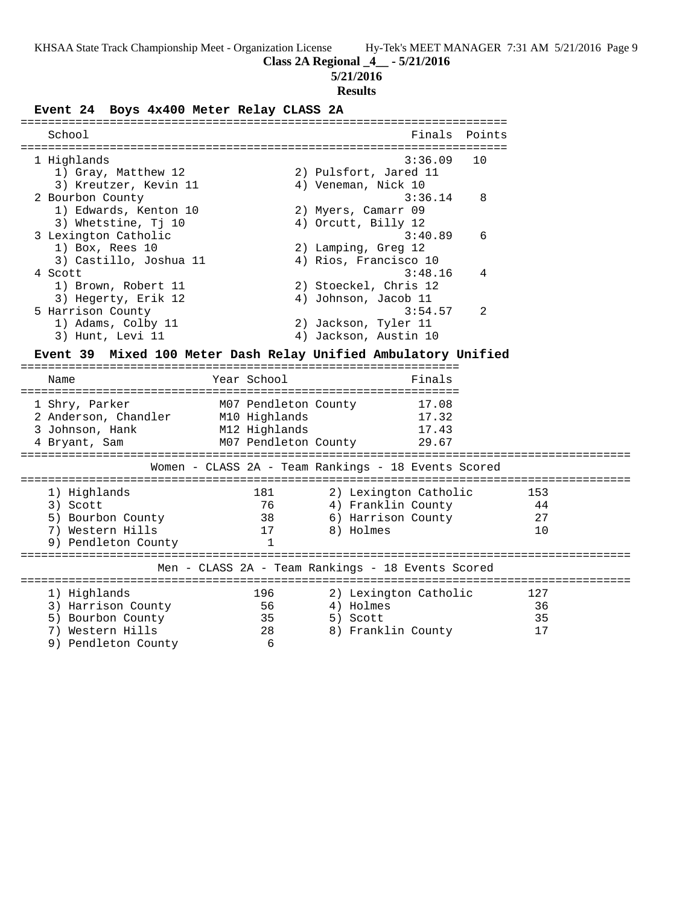**Class 2A Regional _4__ - 5/21/2016**

**5/21/2016**

**Results**

### Event 24 Boys 4x400 Meter Relay CLASS 2A

| School | Finals | Points |
|---|---|---|
| 1 Highlands | 3:36.09 | 10 |
| 1) Gray, Matthew 12; 2) Pulsfort, Jared 11; 3) Kreutzer, Kevin 11; 4) Veneman, Nick 10 | | |
| 2 Bourbon County | 3:36.14 | 8 |
| 1) Edwards, Kenton 10; 2) Myers, Camarr 09; 3) Whetstine, Tj 10; 4) Orcutt, Billy 12 | | |
| 3 Lexington Catholic | 3:40.89 | 6 |
| 1) Box, Rees 10; 2) Lamping, Greg 12; 3) Castillo, Joshua 11; 4) Rios, Francisco 10 | | |
| 4 Scott | 3:48.16 | 4 |
| 1) Brown, Robert 11; 2) Stoeckel, Chris 12; 3) Hegerty, Erik 12; 4) Johnson, Jacob 11 | | |
| 5 Harrison County | 3:54.57 | 2 |
| 1) Adams, Colby 11; 2) Jackson, Tyler 11; 3) Hunt, Levi 11; 4) Jackson, Austin 10 | | |

### Event 39 Mixed 100 Meter Dash Relay Unified Ambulatory Unified

| Name | Year | School | Finals |
|---|---|---|---|
| 1 Shry, Parker | M07 | Pendleton County | 17.08 |
| 2 Anderson, Chandler | M10 | Highlands | 17.32 |
| 3 Johnson, Hank | M12 | Highlands | 17.43 |
| 4 Bryant, Sam | M07 | Pendleton County | 29.67 |

### Women - CLASS 2A - Team Rankings - 18 Events Scored

| | | | |
|---|---|---|---|
| 1) Highlands | 181 | 2) Lexington Catholic | 153 |
| 3) Scott | 76 | 4) Franklin County | 44 |
| 5) Bourbon County | 38 | 6) Harrison County | 27 |
| 7) Western Hills | 17 | 8) Holmes | 10 |
| 9) Pendleton County | 1 | | |

### Men - CLASS 2A - Team Rankings - 18 Events Scored

| | | | |
|---|---|---|---|
| 1) Highlands | 196 | 2) Lexington Catholic | 127 |
| 3) Harrison County | 56 | 4) Holmes | 36 |
| 5) Bourbon County | 35 | 5) Scott | 35 |
| 7) Western Hills | 28 | 8) Franklin County | 17 |
| 9) Pendleton County | 6 | | |